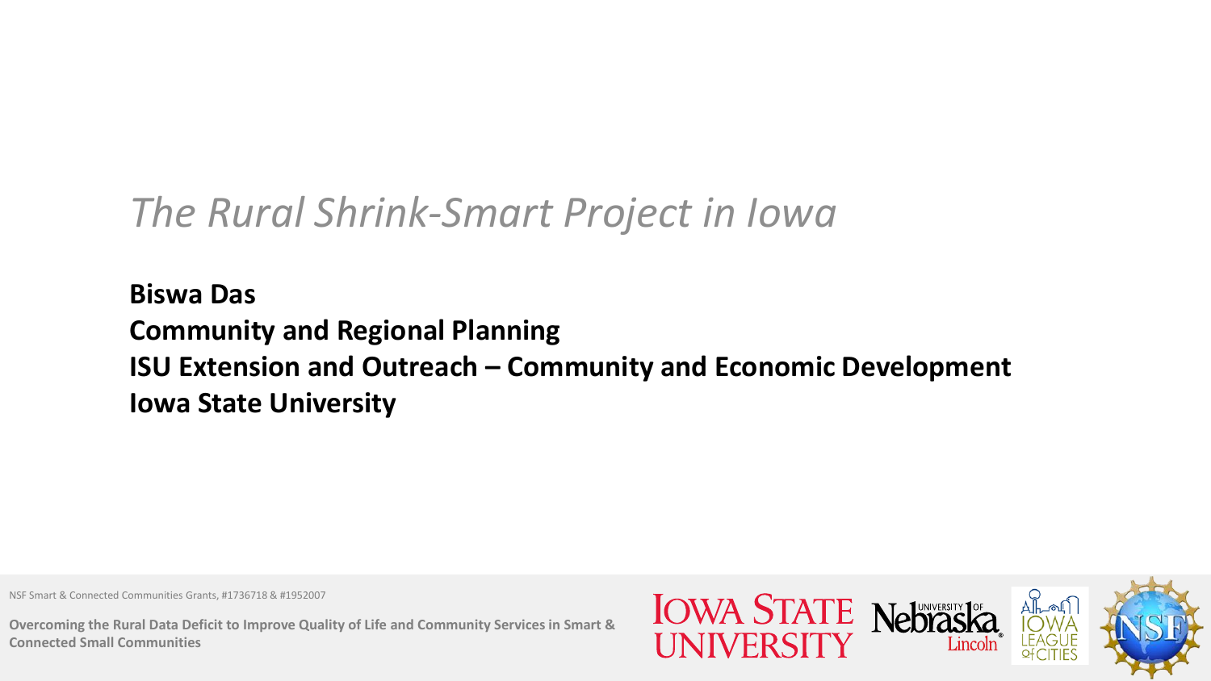# *The Rural Shrink-Smart Project in Iowa*

**Biswa Das**
**Community and Regional Planning**
**ISU Extension and Outreach – Community and Economic Development**
**Iowa State University**

NSF Smart & Connected Communities Grants, #1736718 & #1952007

**Overcoming the Rural Data Deficit to Improve Quality of Life and Community Services in Smart & Connected Small Communities**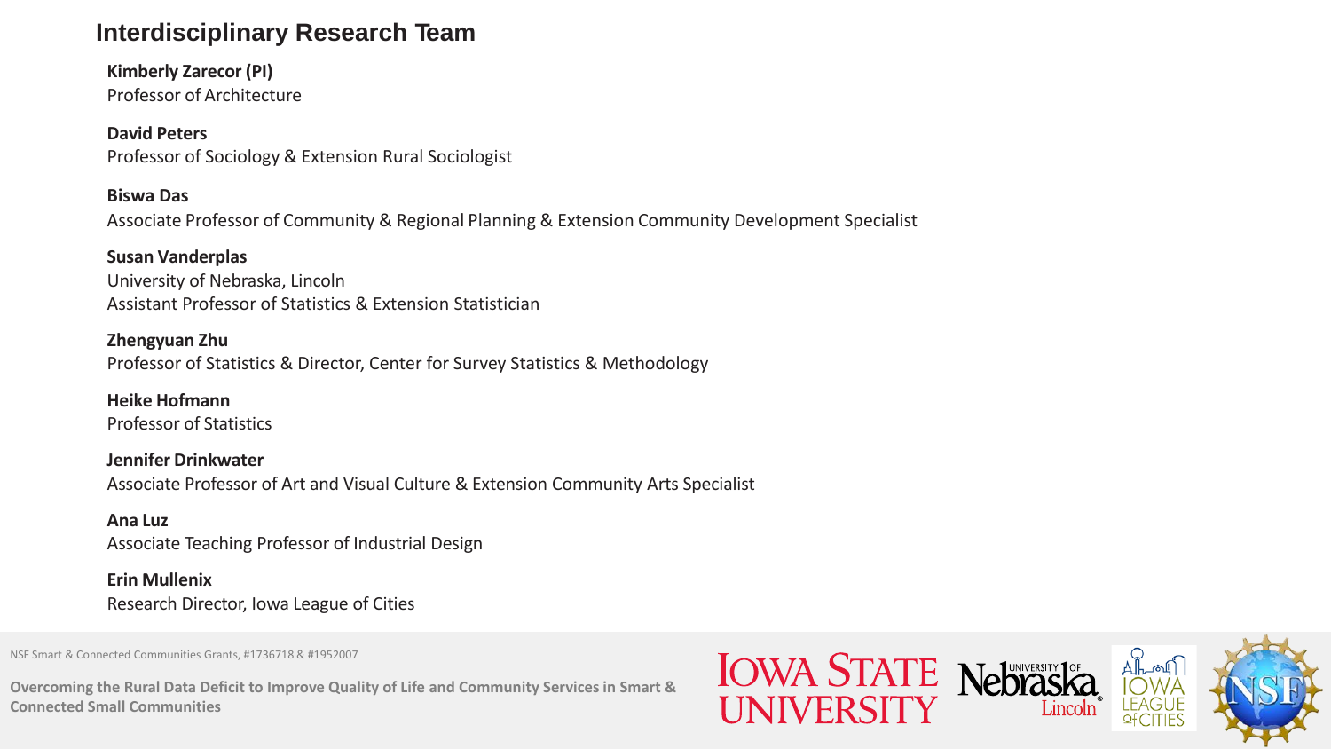# Interdisciplinary Research Team

**Kimberly Zarecor (PI)**
Professor of Architecture

**David Peters**
Professor of Sociology & Extension Rural Sociologist

**Biswa Das**
Associate Professor of Community & Regional Planning & Extension Community Development Specialist

**Susan Vanderplas**
University of Nebraska, Lincoln
Assistant Professor of Statistics & Extension Statistician

**Zhengyuan Zhu**
Professor of Statistics & Director, Center for Survey Statistics & Methodology

**Heike Hofmann**
Professor of Statistics

**Jennifer Drinkwater**
Associate Professor of Art and Visual Culture & Extension Community Arts Specialist

**Ana Luz**
Associate Teaching Professor of Industrial Design

**Erin Mullenix**
Research Director, Iowa League of Cities

NSF Smart & Connected Communities Grants, #1736718 & #1952007

**Overcoming the Rural Data Deficit to Improve Quality of Life and Community Services in Smart & Connected Small Communities**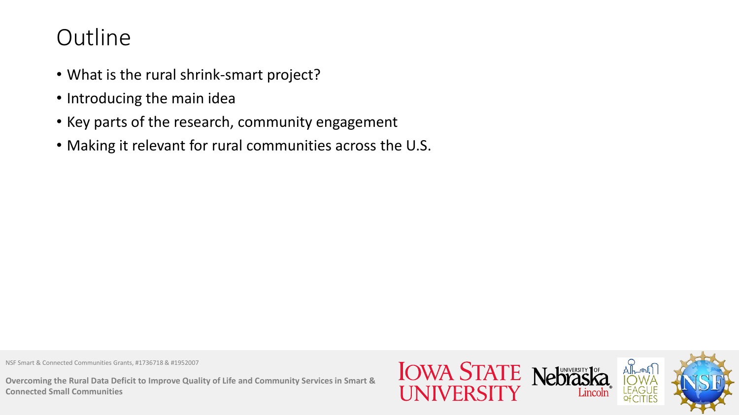# Outline

- What is the rural shrink-smart project?
- Introducing the main idea
- Key parts of the research, community engagement
- Making it relevant for rural communities across the U.S.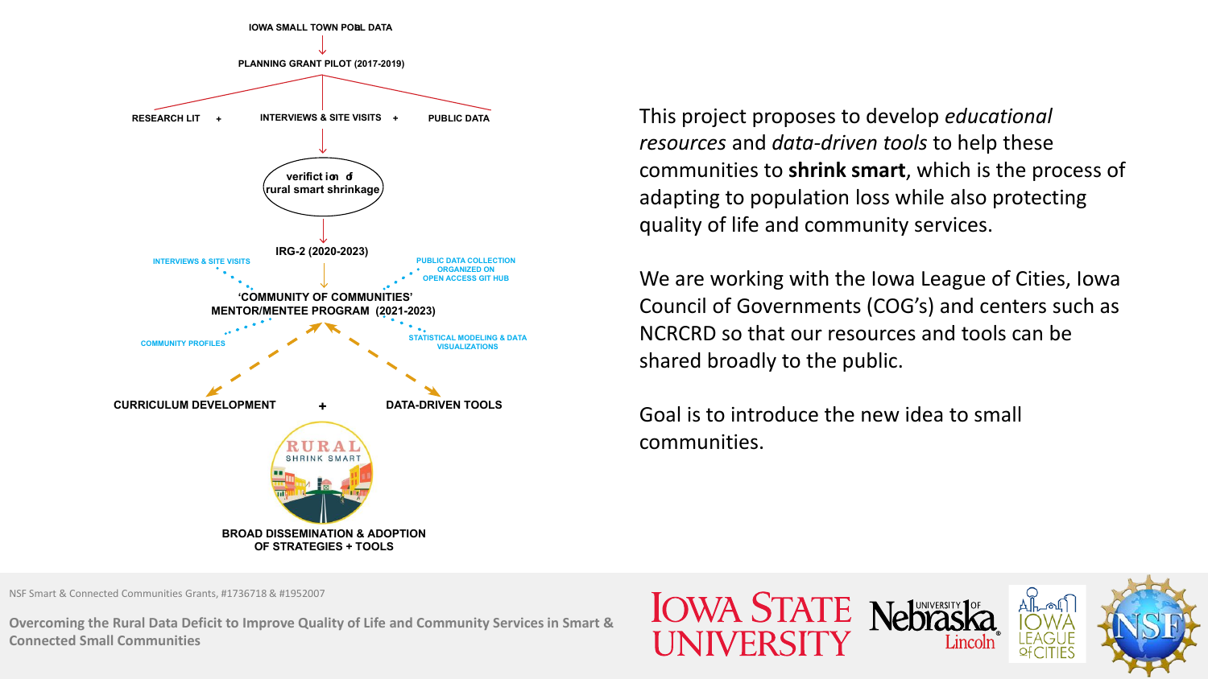IOWA SMALL TOWN POLL DATA

PLANNING GRANT PILOT (2017-2019)

RESEARCH LIT + INTERVIEWS & SITE VISITS + PUBLIC DATA

verification of rural smart shrinkage

IRG-2 (2020-2023)

INTERVIEWS & SITE VISITS

PUBLIC DATA COLLECTION ORGANIZED ON OPEN ACCESS GIT HUB

'COMMUNITY OF COMMUNITIES' MENTOR/MENTEE PROGRAM (2021-2023)

COMMUNITY PROFILES

STATISTICAL MODELING & DATA VISUALIZATIONS

CURRICULUM DEVELOPMENT + DATA-DRIVEN TOOLS

RURAL SHRINK SMART

BROAD DISSEMINATION & ADOPTION OF STRATEGIES + TOOLS

This project proposes to develop *educational resources* and *data-driven tools* to help these communities to **shrink smart**, which is the process of adapting to population loss while also protecting quality of life and community services.

We are working with the Iowa League of Cities, Iowa Council of Governments (COG's) and centers such as NCRCRD so that our resources and tools can be shared broadly to the public.

Goal is to introduce the new idea to small communities.

NSF Smart & Connected Communities Grants, #1736718 & #1952007

**Overcoming the Rural Data Deficit to Improve Quality of Life and Community Services in Smart & Connected Small Communities**

IOWA STATE UNIVERSITY

University of Nebraska Lincoln

IOWA LEAGUE of CITIES

NSF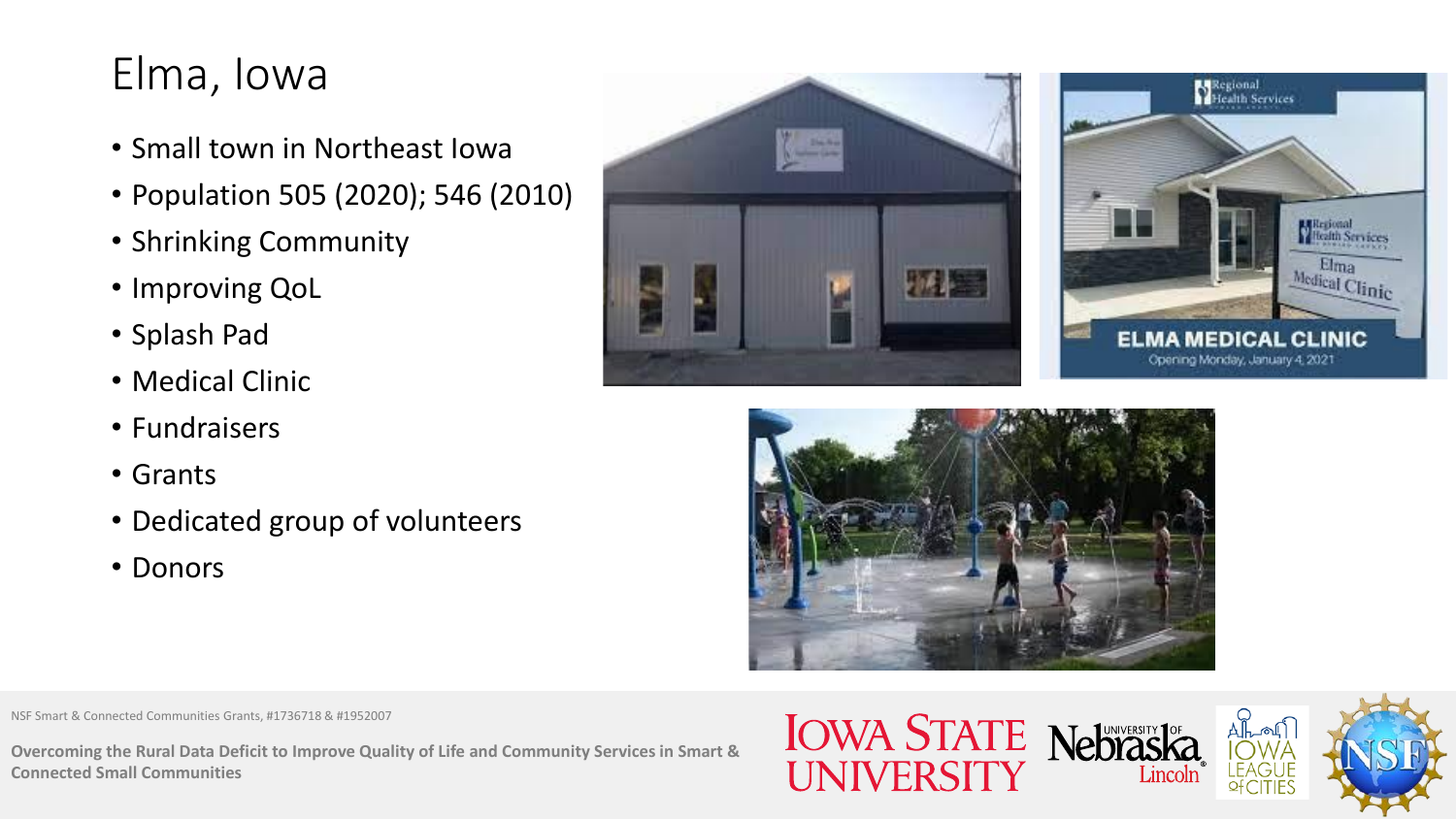# Elma, Iowa

- Small town in Northeast Iowa
- Population 505 (2020); 546 (2010)
- Shrinking Community
- Improving QoL
- Splash Pad
- Medical Clinic
- Fundraisers
- Grants
- Dedicated group of volunteers
- Donors

NSF Smart & Connected Communities Grants, #1736718 & #1952007

**Overcoming the Rural Data Deficit to Improve Quality of Life and Community Services in Smart & Connected Small Communities**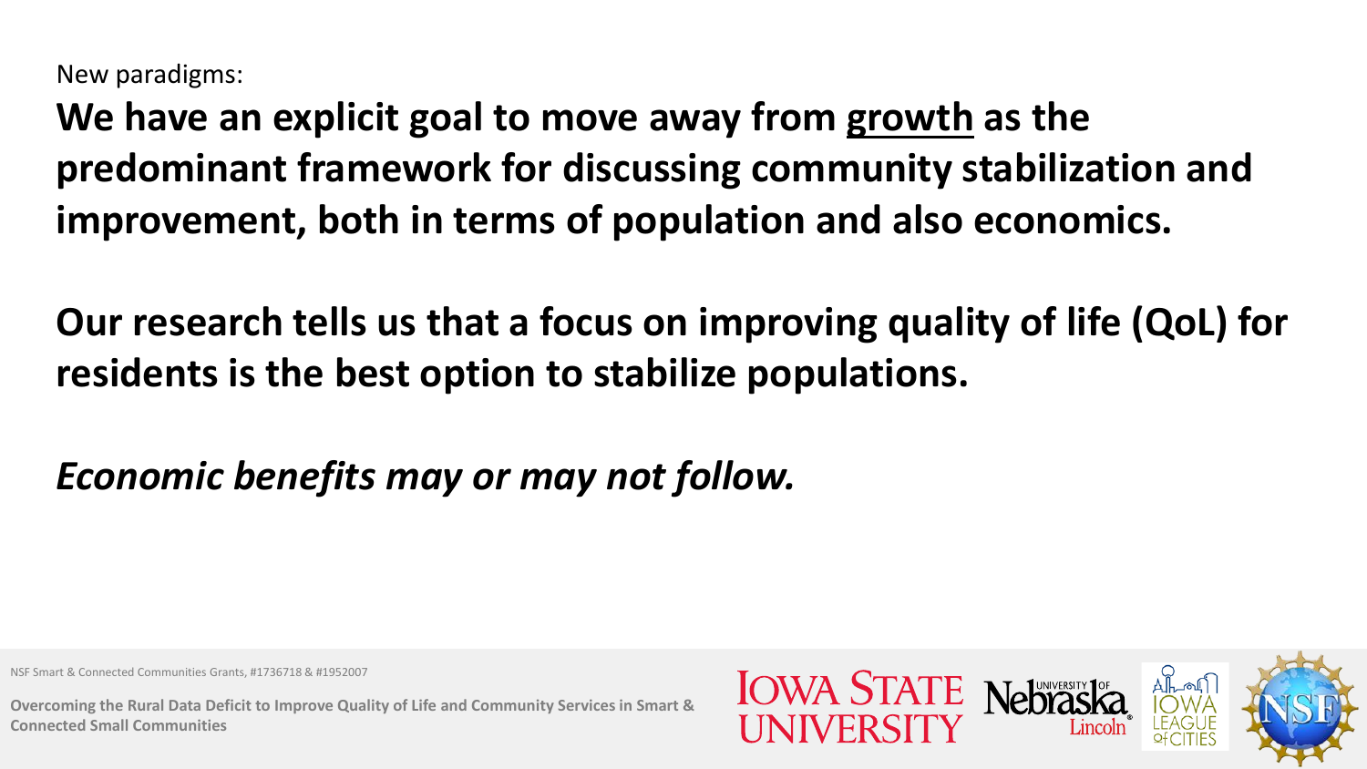New paradigms:

**We have an explicit goal to move away from growth as the predominant framework for discussing community stabilization and improvement, both in terms of population and also economics.**

**Our research tells us that a focus on improving quality of life (QoL) for residents is the best option to stabilize populations.**

***Economic benefits may or may not follow.***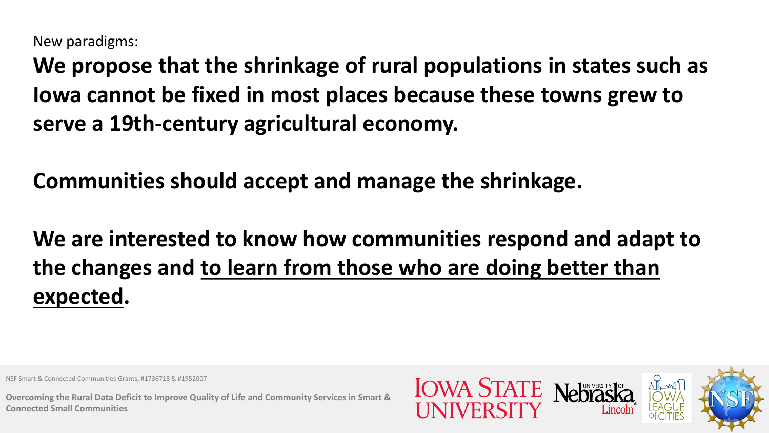New paradigms:

**We propose that the shrinkage of rural populations in states such as Iowa cannot be fixed in most places because these towns grew to serve a 19th-century agricultural economy.**

**Communities should accept and manage the shrinkage.**

**We are interested to know how communities respond and adapt to the changes and <u>to learn from those who are doing better than expected</u>.**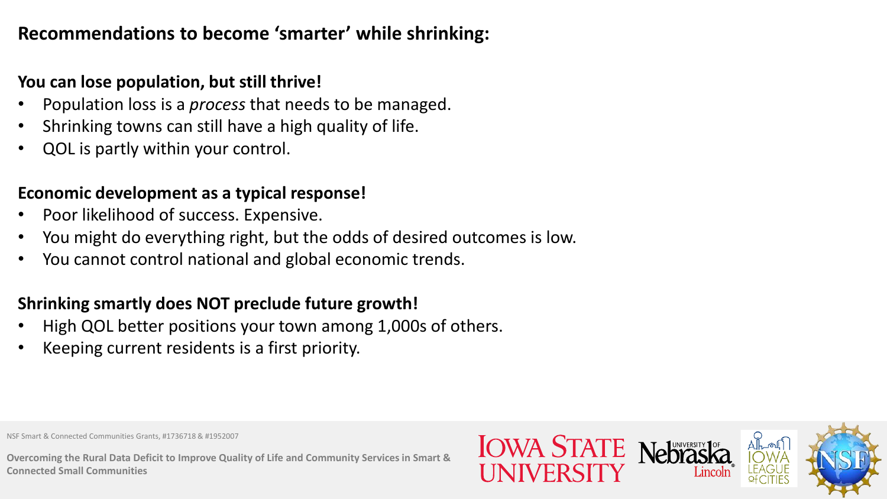## Recommendations to become 'smarter' while shrinking:

**You can lose population, but still thrive!**

- Population loss is a *process* that needs to be managed.
- Shrinking towns can still have a high quality of life.
- QOL is partly within your control.

**Economic development as a typical response!**

- Poor likelihood of success. Expensive.
- You might do everything right, but the odds of desired outcomes is low.
- You cannot control national and global economic trends.

**Shrinking smartly does NOT preclude future growth!**

- High QOL better positions your town among 1,000s of others.
- Keeping current residents is a first priority.

NSF Smart & Connected Communities Grants, #1736718 & #1952007

**Overcoming the Rural Data Deficit to Improve Quality of Life and Community Services in Smart & Connected Small Communities**

IOWA STATE UNIVERSITY | University of Nebraska Lincoln | Iowa League of Cities | NSF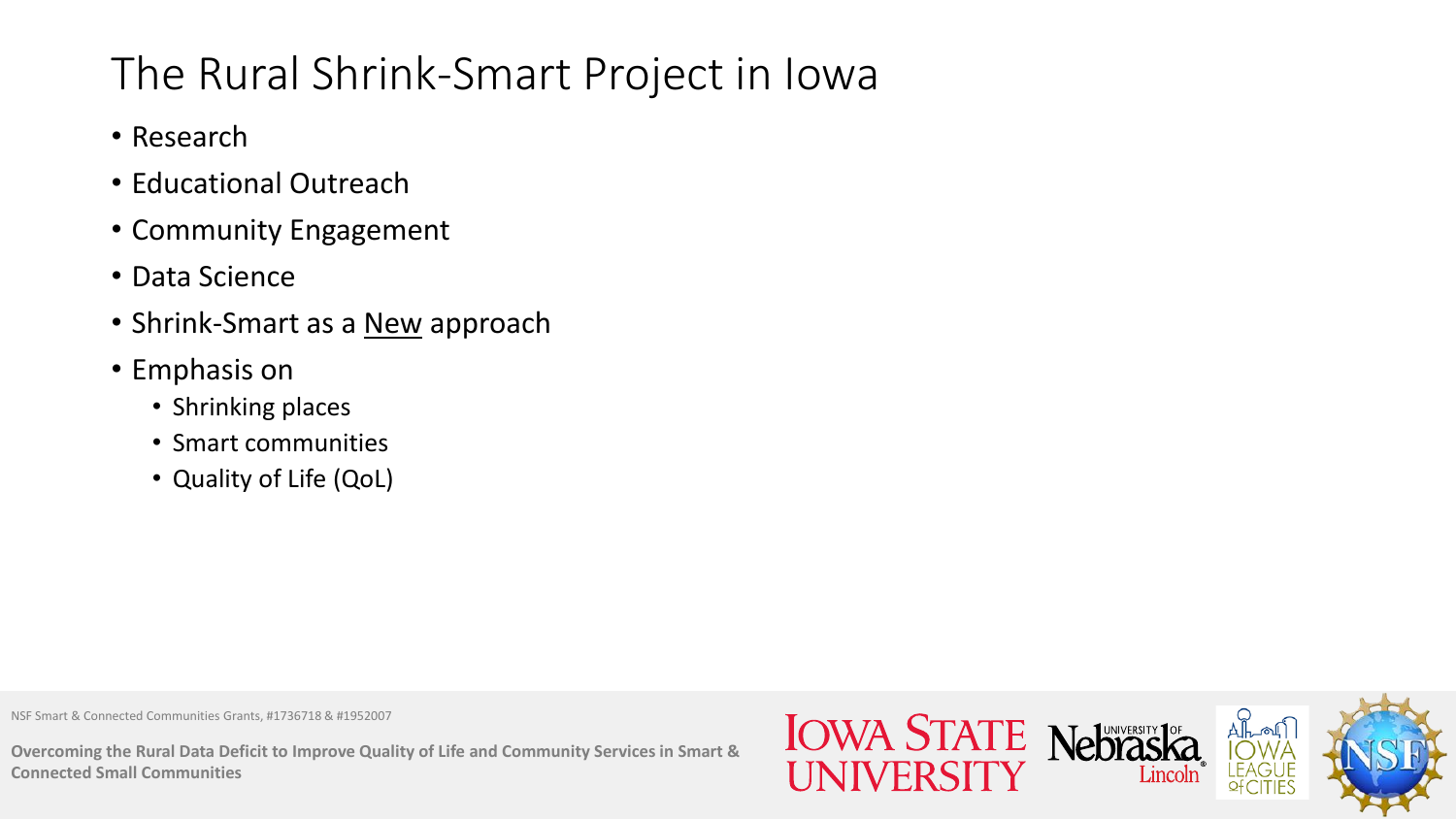# The Rural Shrink-Smart Project in Iowa

- Research
- Educational Outreach
- Community Engagement
- Data Science
- Shrink-Smart as a New approach
- Emphasis on
  - Shrinking places
  - Smart communities
  - Quality of Life (QoL)

NSF Smart & Connected Communities Grants, #1736718 & #1952007

**Overcoming the Rural Data Deficit to Improve Quality of Life and Community Services in Smart & Connected Small Communities**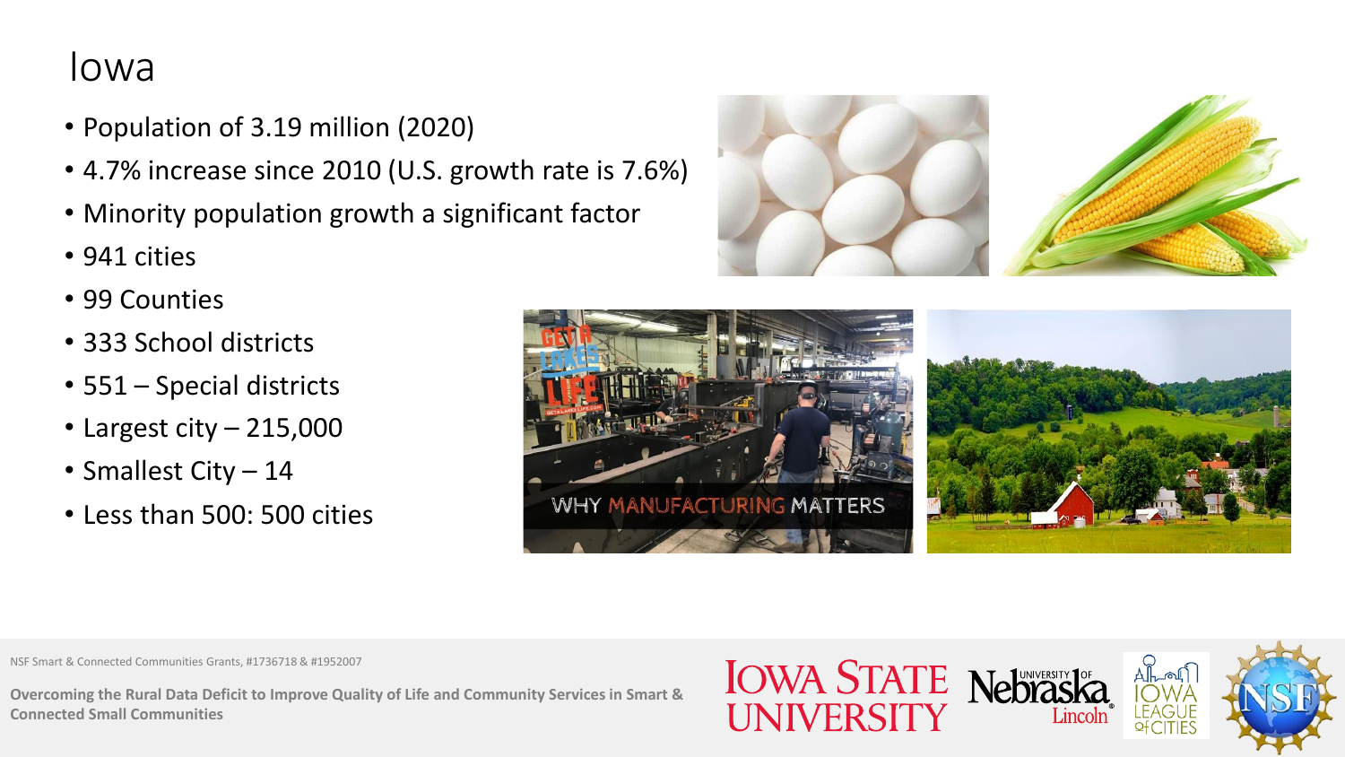# Iowa

- Population of 3.19 million (2020)
- 4.7% increase since 2010 (U.S. growth rate is 7.6%)
- Minority population growth a significant factor
- 941 cities
- 99 Counties
- 333 School districts
- 551 – Special districts
- Largest city – 215,000
- Smallest City – 14
- Less than 500: 500 cities

NSF Smart & Connected Communities Grants, #1736718 & #1952007

**Overcoming the Rural Data Deficit to Improve Quality of Life and Community Services in Smart & Connected Small Communities**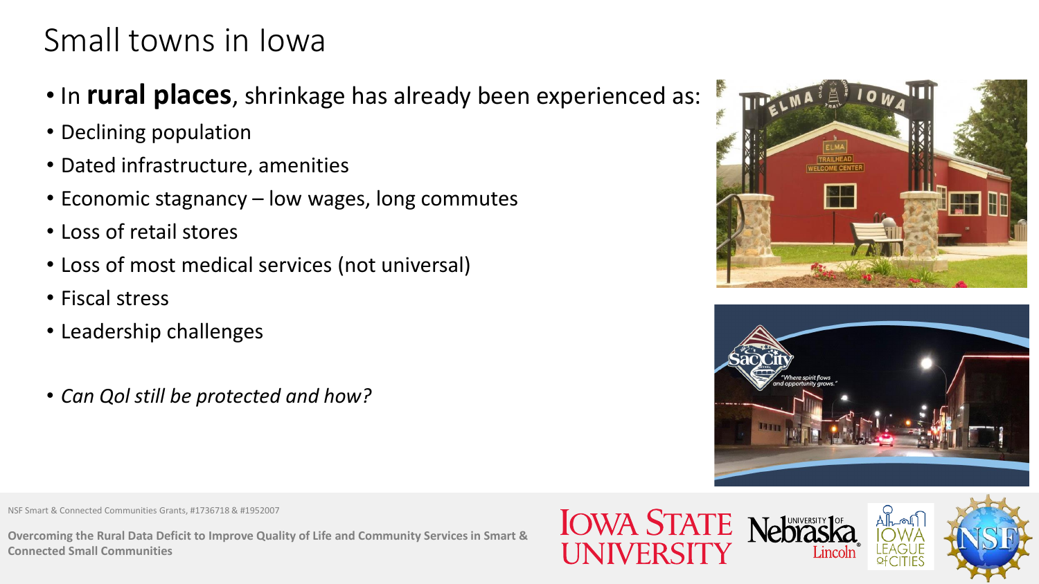# Small towns in Iowa

- In **rural places**, shrinkage has already been experienced as:
- Declining population
- Dated infrastructure, amenities
- Economic stagnancy – low wages, long commutes
- Loss of retail stores
- Loss of most medical services (not universal)
- Fiscal stress
- Leadership challenges

- *Can QoI still be protected and how?*

NSF Smart & Connected Communities Grants, #1736718 & #1952007

**Overcoming the Rural Data Deficit to Improve Quality of Life and Community Services in Smart & Connected Small Communities**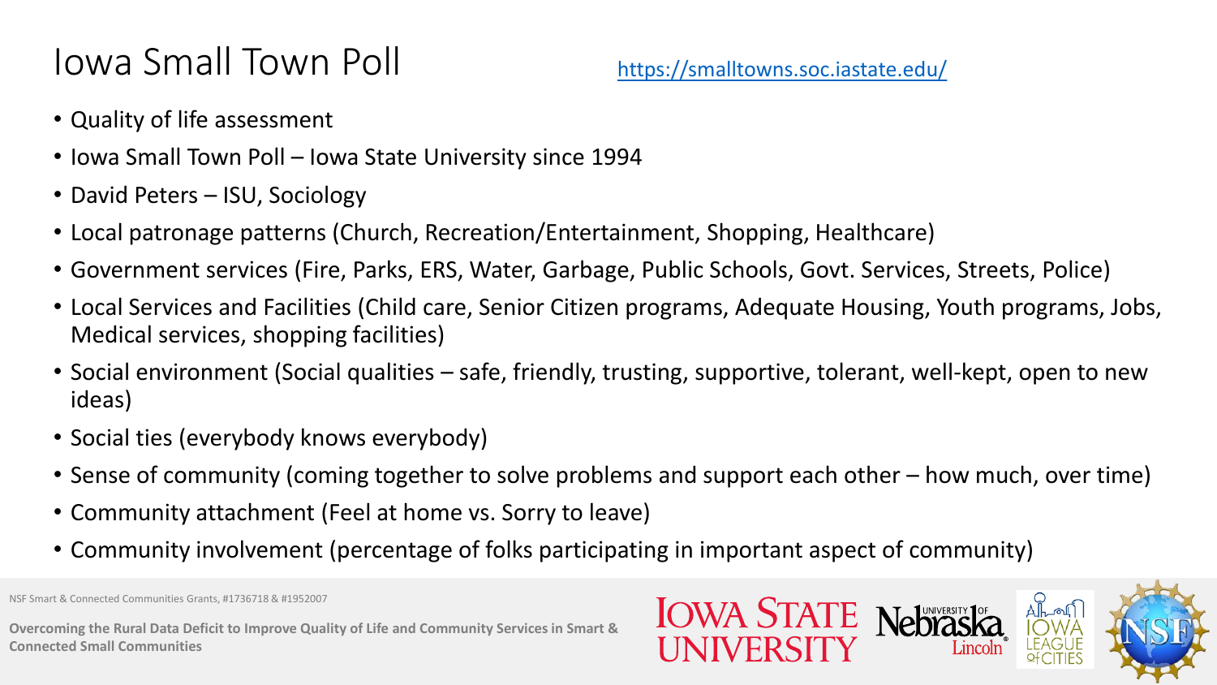# Iowa Small Town Poll

https://smalltowns.soc.iastate.edu/

- Quality of life assessment
- Iowa Small Town Poll – Iowa State University since 1994
- David Peters – ISU, Sociology
- Local patronage patterns (Church, Recreation/Entertainment, Shopping, Healthcare)
- Government services (Fire, Parks, ERS, Water, Garbage, Public Schools, Govt. Services, Streets, Police)
- Local Services and Facilities (Child care, Senior Citizen programs, Adequate Housing, Youth programs, Jobs, Medical services, shopping facilities)
- Social environment (Social qualities – safe, friendly, trusting, supportive, tolerant, well-kept, open to new ideas)
- Social ties (everybody knows everybody)
- Sense of community (coming together to solve problems and support each other – how much, over time)
- Community attachment (Feel at home vs. Sorry to leave)
- Community involvement (percentage of folks participating in important aspect of community)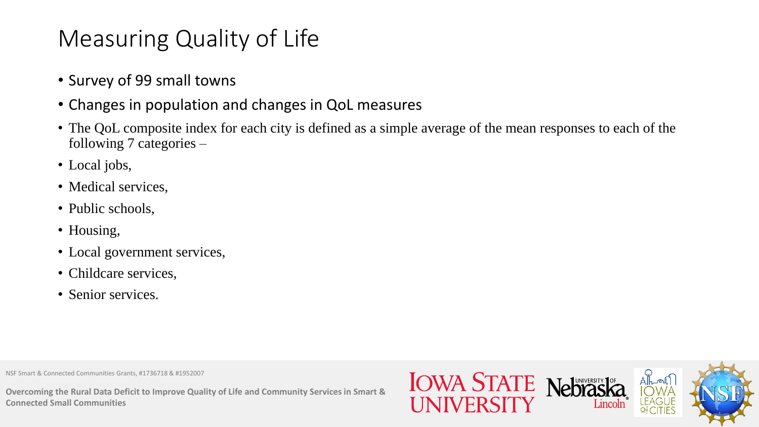# Measuring Quality of Life

- Survey of 99 small towns
- Changes in population and changes in QoL measures
- The QoL composite index for each city is defined as a simple average of the mean responses to each of the following 7 categories –
- Local jobs,
- Medical services,
- Public schools,
- Housing,
- Local government services,
- Childcare services,
- Senior services.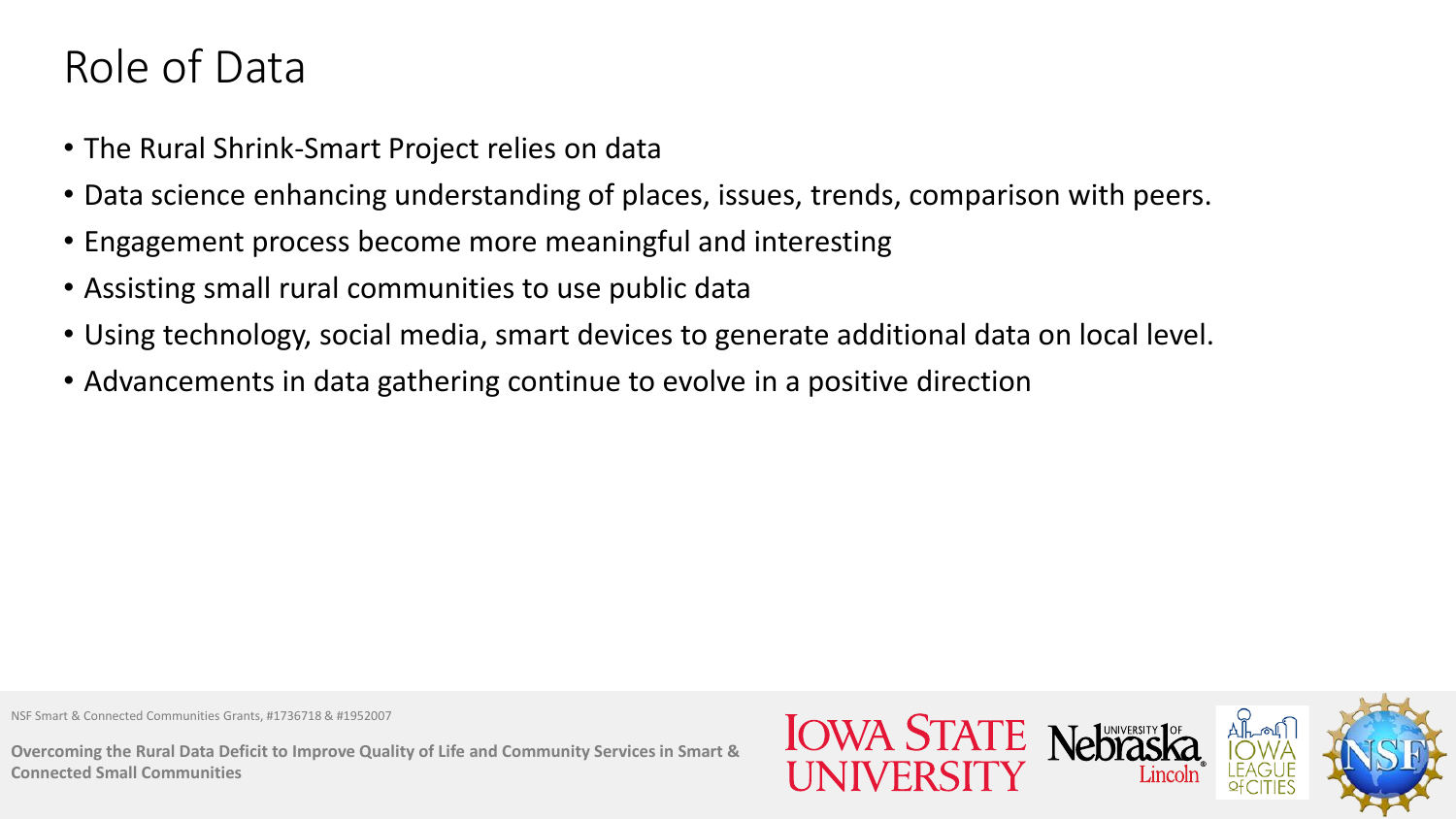# Role of Data

- The Rural Shrink-Smart Project relies on data
- Data science enhancing understanding of places, issues, trends, comparison with peers.
- Engagement process become more meaningful and interesting
- Assisting small rural communities to use public data
- Using technology, social media, smart devices to generate additional data on local level.
- Advancements in data gathering continue to evolve in a positive direction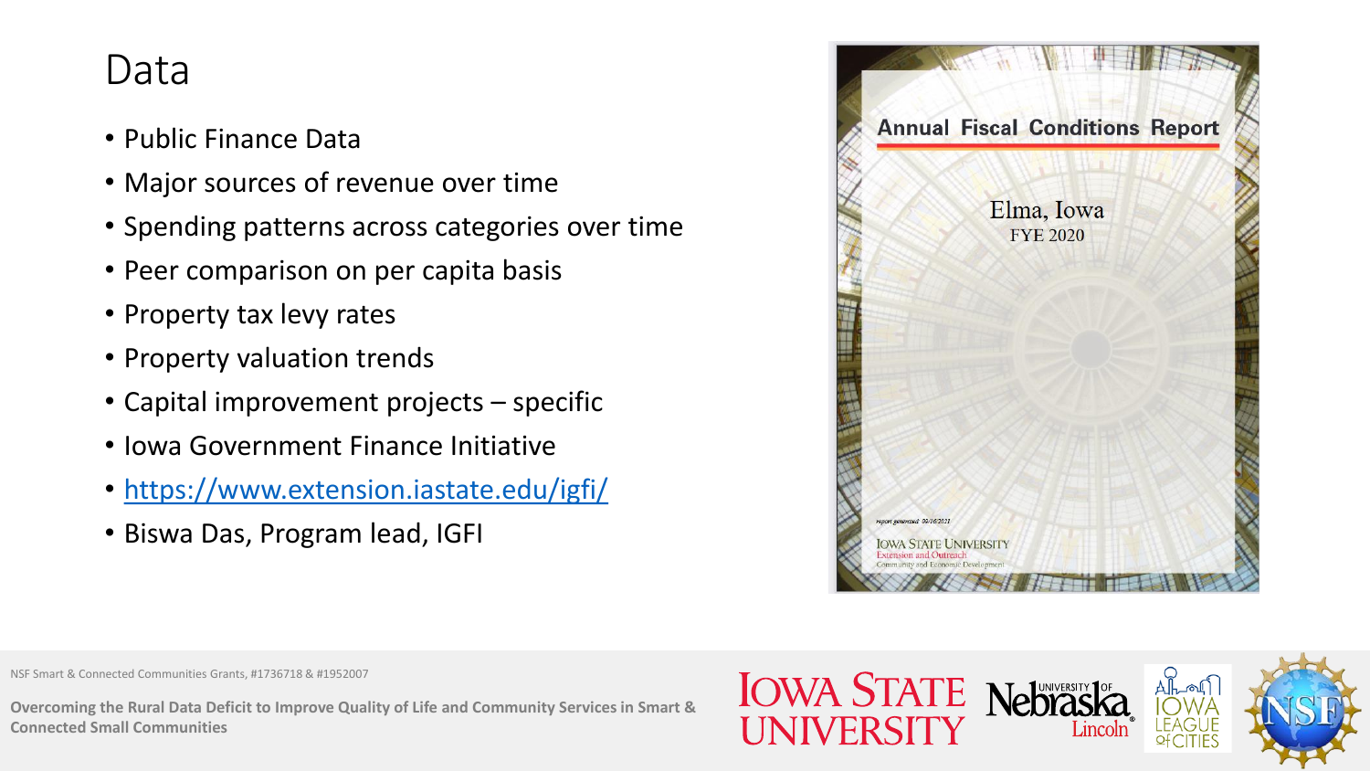# Data

- Public Finance Data
- Major sources of revenue over time
- Spending patterns across categories over time
- Peer comparison on per capita basis
- Property tax levy rates
- Property valuation trends
- Capital improvement projects – specific
- Iowa Government Finance Initiative
- [https://www.extension.iastate.edu/igfi/](https://www.extension.iastate.edu/igfi/)
- Biswa Das, Program lead, IGFI

**Annual Fiscal Conditions Report**

Elma, Iowa
FYE 2020

report generated: 09/16/2021

IOWA STATE UNIVERSITY
Extension and Outreach
Community and Economic Development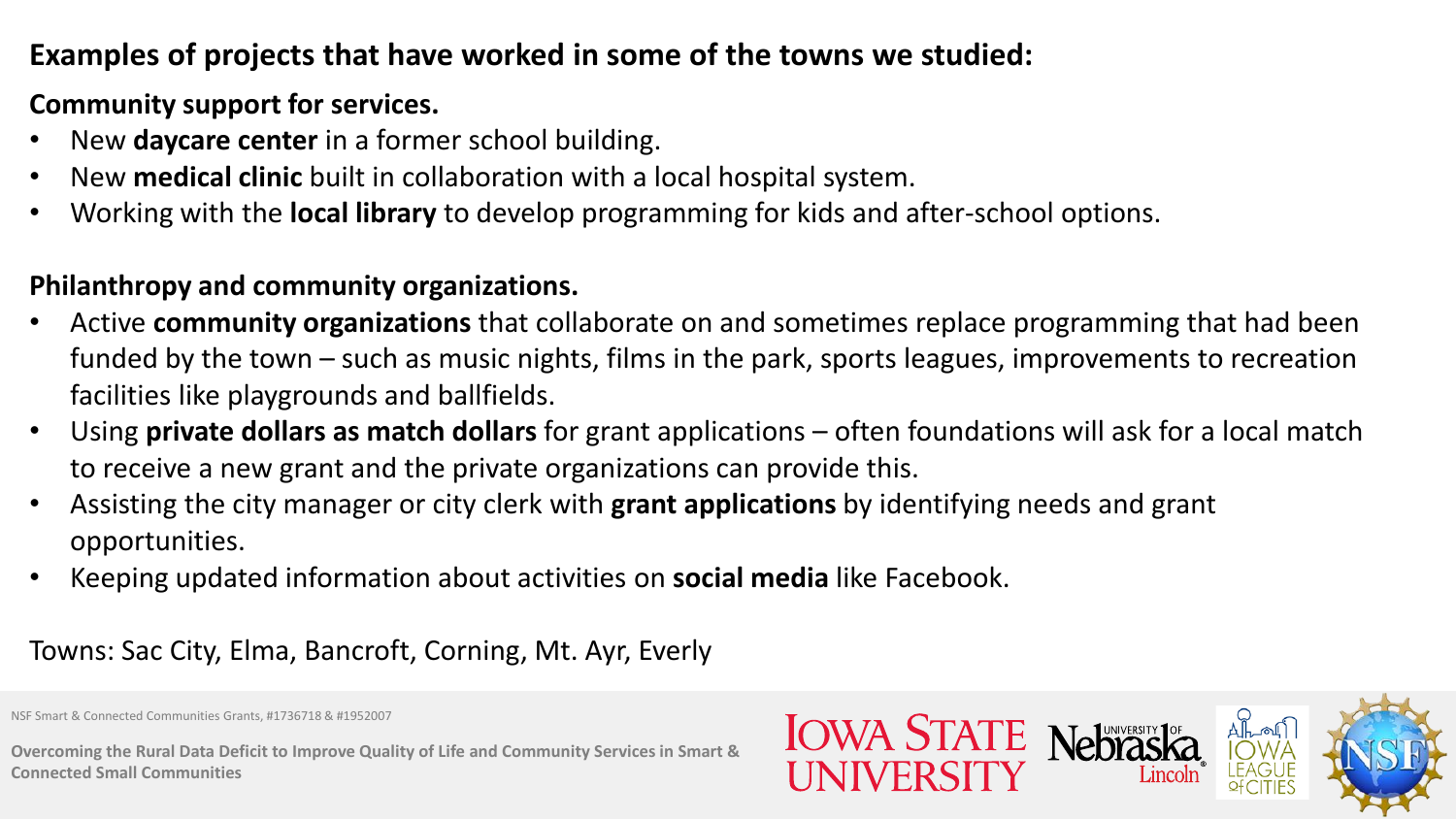## Examples of projects that have worked in some of the towns we studied:

### Community support for services.

- New **daycare center** in a former school building.
- New **medical clinic** built in collaboration with a local hospital system.
- Working with the **local library** to develop programming for kids and after-school options.

### Philanthropy and community organizations.

- Active **community organizations** that collaborate on and sometimes replace programming that had been funded by the town – such as music nights, films in the park, sports leagues, improvements to recreation facilities like playgrounds and ballfields.
- Using **private dollars as match dollars** for grant applications – often foundations will ask for a local match to receive a new grant and the private organizations can provide this.
- Assisting the city manager or city clerk with **grant applications** by identifying needs and grant opportunities.
- Keeping updated information about activities on **social media** like Facebook.

Towns: Sac City, Elma, Bancroft, Corning, Mt. Ayr, Everly

NSF Smart & Connected Communities Grants, #1736718 & #1952007

**Overcoming the Rural Data Deficit to Improve Quality of Life and Community Services in Smart & Connected Small Communities**

IOWA STATE UNIVERSITY | University of Nebraska Lincoln | Iowa League of Cities | NSF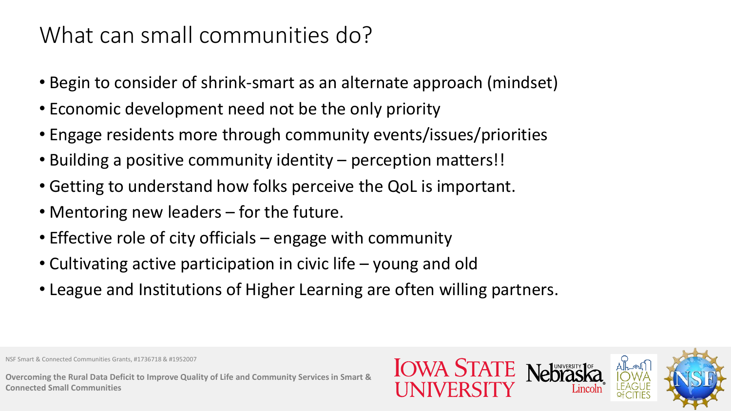# What can small communities do?

- Begin to consider of shrink-smart as an alternate approach (mindset)
- Economic development need not be the only priority
- Engage residents more through community events/issues/priorities
- Building a positive community identity – perception matters!!
- Getting to understand how folks perceive the QoL is important.
- Mentoring new leaders – for the future.
- Effective role of city officials – engage with community
- Cultivating active participation in civic life – young and old
- League and Institutions of Higher Learning are often willing partners.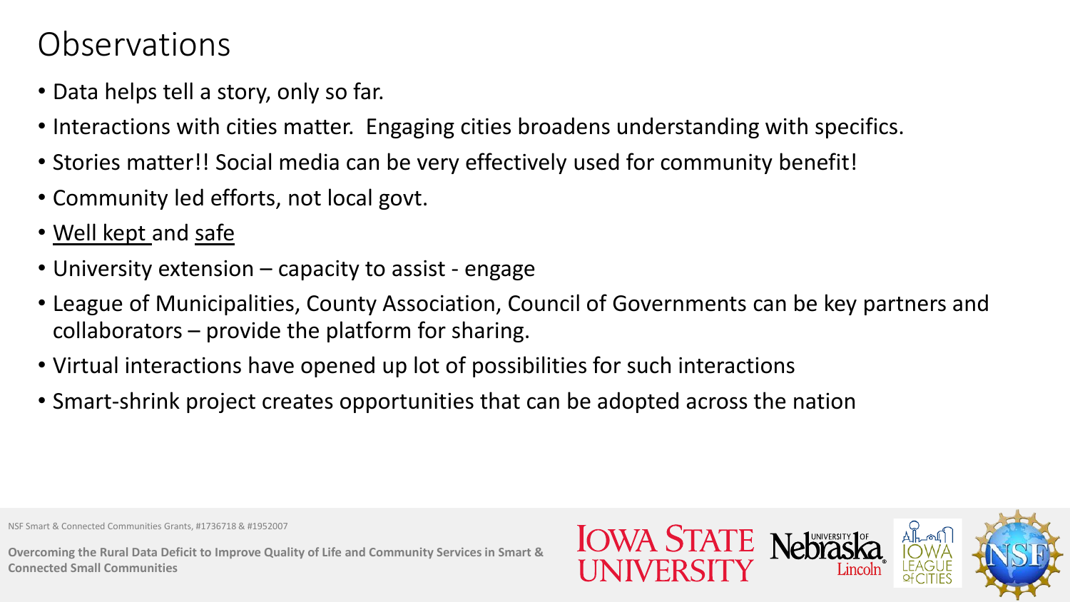# Observations

- Data helps tell a story, only so far.
- Interactions with cities matter. Engaging cities broadens understanding with specifics.
- Stories matter!! Social media can be very effectively used for community benefit!
- Community led efforts, not local govt.
- <u>Well kept</u> and <u>safe</u>
- University extension – capacity to assist - engage
- League of Municipalities, County Association, Council of Governments can be key partners and collaborators – provide the platform for sharing.
- Virtual interactions have opened up lot of possibilities for such interactions
- Smart-shrink project creates opportunities that can be adopted across the nation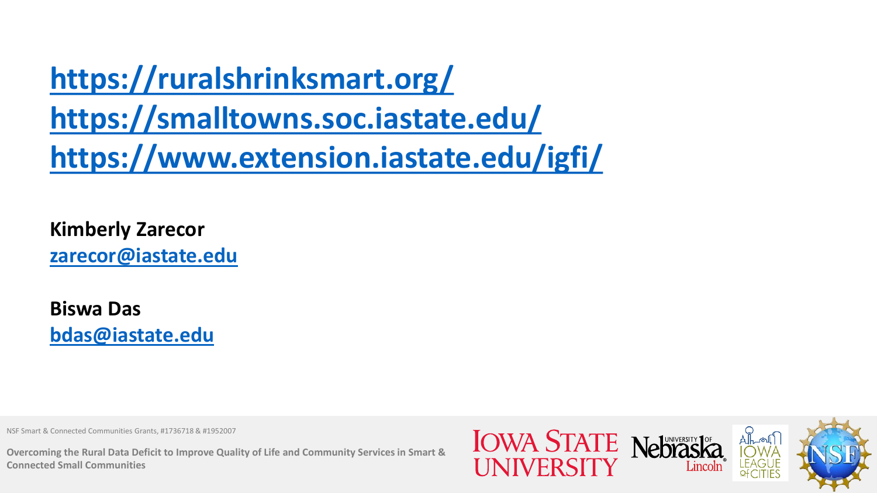https://ruralshrinksmart.org/
https://smalltowns.soc.iastate.edu/
https://www.extension.iastate.edu/igfi/

**Kimberly Zarecor**
zarecor@iastate.edu

**Biswa Das**
bdas@iastate.edu

NSF Smart & Connected Communities Grants, #1736718 & #1952007

**Overcoming the Rural Data Deficit to Improve Quality of Life and Community Services in Smart & Connected Small Communities**